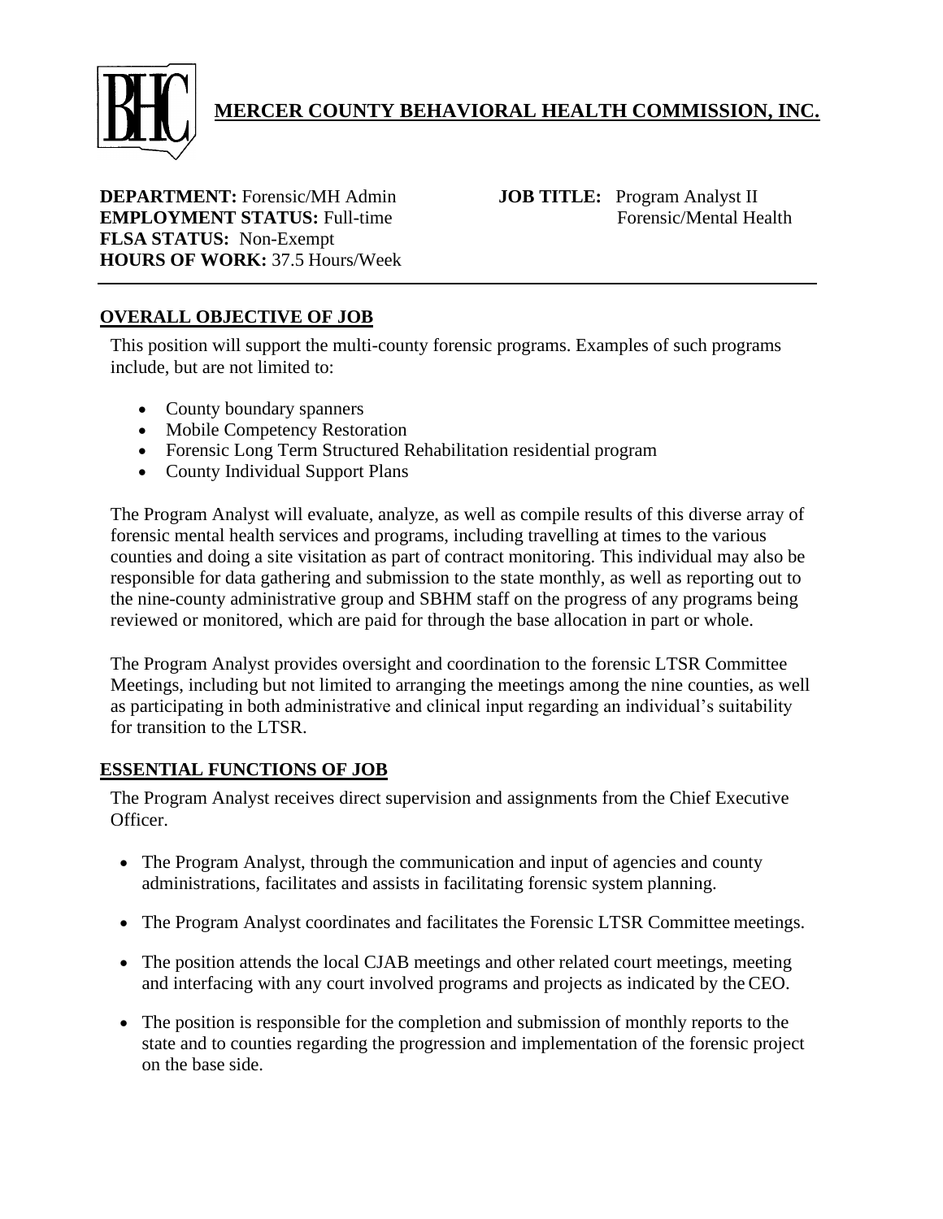# MERCER COUNTY BEHAVIORAL HEALTH COMMISSION, INC.

**DEPARTMENT:** Forensic/MH Admin
**EMPLOYMENT STATUS:** Full-time
**FLSA STATUS:** Non-Exempt
**HOURS OF WORK:** 37.5 Hours/Week

**JOB TITLE:** Program Analyst II Forensic/Mental Health

---

## OVERALL OBJECTIVE OF JOB

This position will support the multi-county forensic programs. Examples of such programs include, but are not limited to:

- County boundary spanners
- Mobile Competency Restoration
- Forensic Long Term Structured Rehabilitation residential program
- County Individual Support Plans

The Program Analyst will evaluate, analyze, as well as compile results of this diverse array of forensic mental health services and programs, including travelling at times to the various counties and doing a site visitation as part of contract monitoring. This individual may also be responsible for data gathering and submission to the state monthly, as well as reporting out to the nine-county administrative group and SBHM staff on the progress of any programs being reviewed or monitored, which are paid for through the base allocation in part or whole.

The Program Analyst provides oversight and coordination to the forensic LTSR Committee Meetings, including but not limited to arranging the meetings among the nine counties, as well as participating in both administrative and clinical input regarding an individual's suitability for transition to the LTSR.

## ESSENTIAL FUNCTIONS OF JOB

The Program Analyst receives direct supervision and assignments from the Chief Executive Officer.

- The Program Analyst, through the communication and input of agencies and county administrations, facilitates and assists in facilitating forensic system planning.
- The Program Analyst coordinates and facilitates the Forensic LTSR Committee meetings.
- The position attends the local CJAB meetings and other related court meetings, meeting and interfacing with any court involved programs and projects as indicated by the CEO.
- The position is responsible for the completion and submission of monthly reports to the state and to counties regarding the progression and implementation of the forensic project on the base side.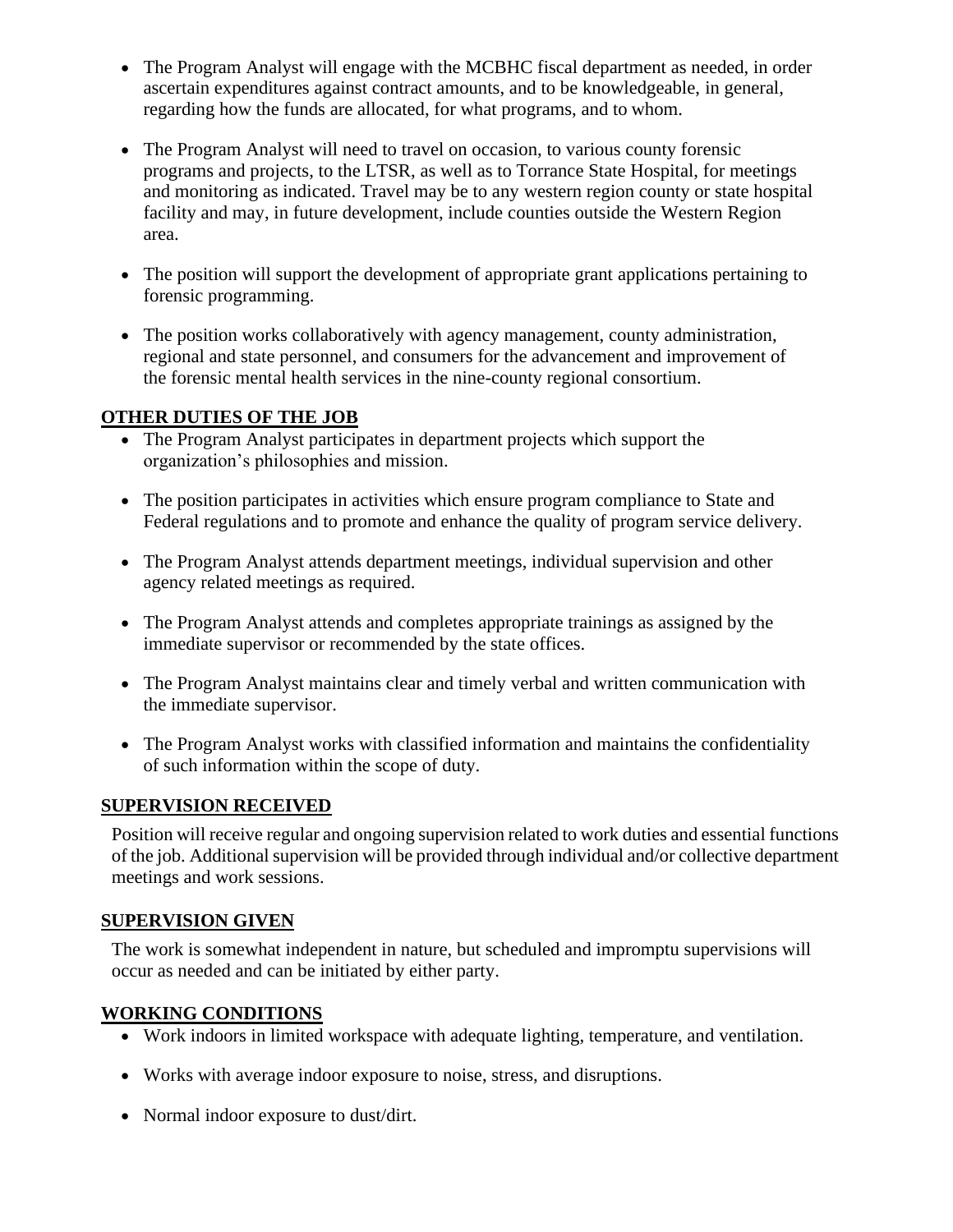- The Program Analyst will engage with the MCBHC fiscal department as needed, in order ascertain expenditures against contract amounts, and to be knowledgeable, in general, regarding how the funds are allocated, for what programs, and to whom.

- The Program Analyst will need to travel on occasion, to various county forensic programs and projects, to the LTSR, as well as to Torrance State Hospital, for meetings and monitoring as indicated. Travel may be to any western region county or state hospital facility and may, in future development, include counties outside the Western Region area.

- The position will support the development of appropriate grant applications pertaining to forensic programming.

- The position works collaboratively with agency management, county administration, regional and state personnel, and consumers for the advancement and improvement of the forensic mental health services in the nine-county regional consortium.

## OTHER DUTIES OF THE JOB

- The Program Analyst participates in department projects which support the organization's philosophies and mission.

- The position participates in activities which ensure program compliance to State and Federal regulations and to promote and enhance the quality of program service delivery.

- The Program Analyst attends department meetings, individual supervision and other agency related meetings as required.

- The Program Analyst attends and completes appropriate trainings as assigned by the immediate supervisor or recommended by the state offices.

- The Program Analyst maintains clear and timely verbal and written communication with the immediate supervisor.

- The Program Analyst works with classified information and maintains the confidentiality of such information within the scope of duty.

## SUPERVISION RECEIVED

Position will receive regular and ongoing supervision related to work duties and essential functions of the job. Additional supervision will be provided through individual and/or collective department meetings and work sessions.

## SUPERVISION GIVEN

The work is somewhat independent in nature, but scheduled and impromptu supervisions will occur as needed and can be initiated by either party.

## WORKING CONDITIONS

- Work indoors in limited workspace with adequate lighting, temperature, and ventilation.

- Works with average indoor exposure to noise, stress, and disruptions.

- Normal indoor exposure to dust/dirt.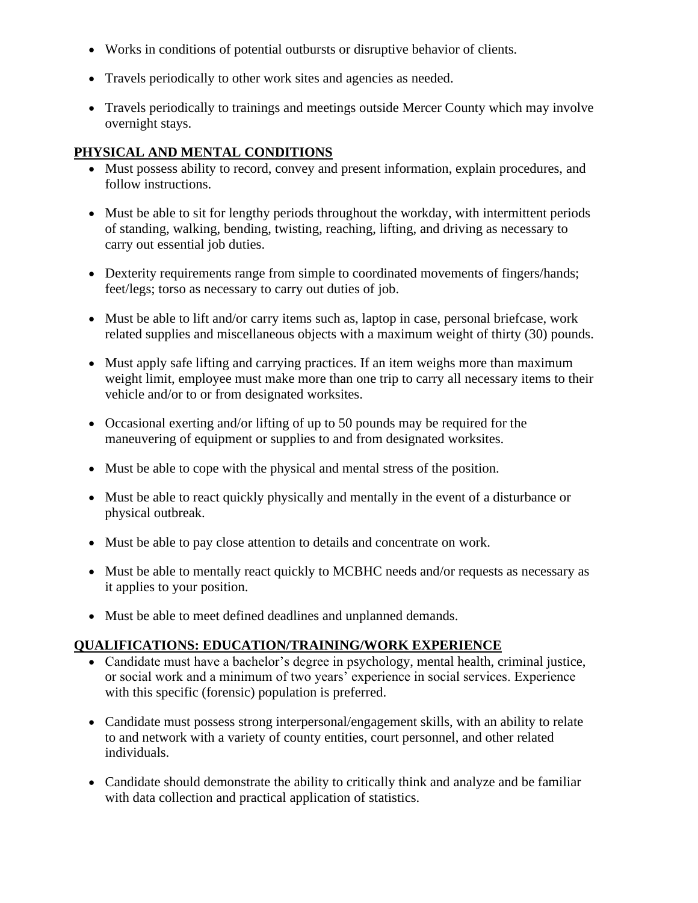- Works in conditions of potential outbursts or disruptive behavior of clients.
- Travels periodically to other work sites and agencies as needed.
- Travels periodically to trainings and meetings outside Mercer County which may involve overnight stays.

## PHYSICAL AND MENTAL CONDITIONS

- Must possess ability to record, convey and present information, explain procedures, and follow instructions.
- Must be able to sit for lengthy periods throughout the workday, with intermittent periods of standing, walking, bending, twisting, reaching, lifting, and driving as necessary to carry out essential job duties.
- Dexterity requirements range from simple to coordinated movements of fingers/hands; feet/legs; torso as necessary to carry out duties of job.
- Must be able to lift and/or carry items such as, laptop in case, personal briefcase, work related supplies and miscellaneous objects with a maximum weight of thirty (30) pounds.
- Must apply safe lifting and carrying practices. If an item weighs more than maximum weight limit, employee must make more than one trip to carry all necessary items to their vehicle and/or to or from designated worksites.
- Occasional exerting and/or lifting of up to 50 pounds may be required for the maneuvering of equipment or supplies to and from designated worksites.
- Must be able to cope with the physical and mental stress of the position.
- Must be able to react quickly physically and mentally in the event of a disturbance or physical outbreak.
- Must be able to pay close attention to details and concentrate on work.
- Must be able to mentally react quickly to MCBHC needs and/or requests as necessary as it applies to your position.
- Must be able to meet defined deadlines and unplanned demands.

## QUALIFICATIONS: EDUCATION/TRAINING/WORK EXPERIENCE

- Candidate must have a bachelor's degree in psychology, mental health, criminal justice, or social work and a minimum of two years' experience in social services. Experience with this specific (forensic) population is preferred.
- Candidate must possess strong interpersonal/engagement skills, with an ability to relate to and network with a variety of county entities, court personnel, and other related individuals.
- Candidate should demonstrate the ability to critically think and analyze and be familiar with data collection and practical application of statistics.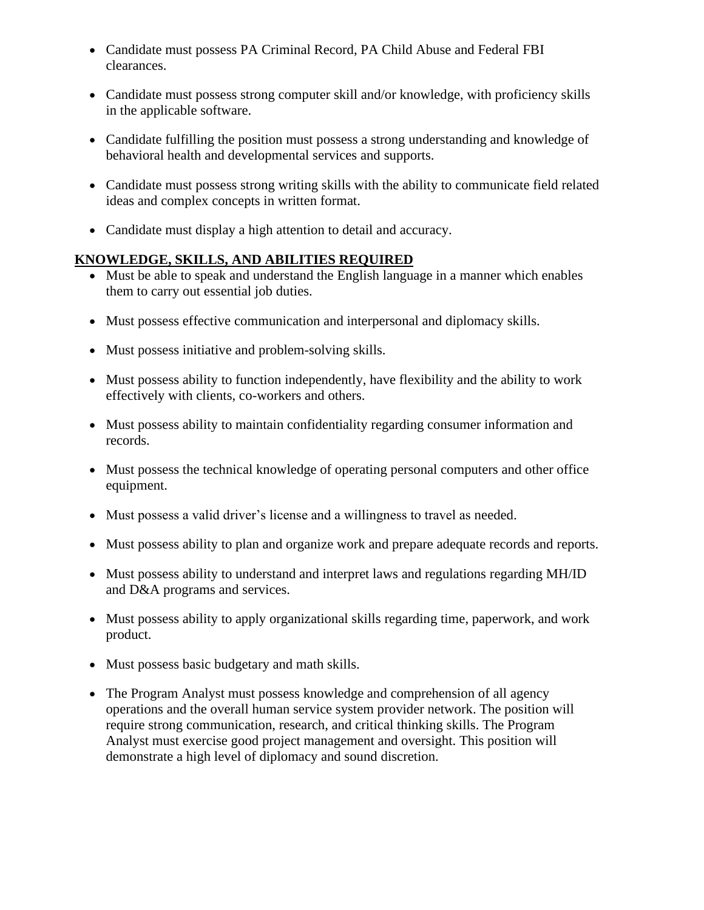- Candidate must possess PA Criminal Record, PA Child Abuse and Federal FBI clearances.

- Candidate must possess strong computer skill and/or knowledge, with proficiency skills in the applicable software.

- Candidate fulfilling the position must possess a strong understanding and knowledge of behavioral health and developmental services and supports.

- Candidate must possess strong writing skills with the ability to communicate field related ideas and complex concepts in written format.

- Candidate must display a high attention to detail and accuracy.

## KNOWLEDGE, SKILLS, AND ABILITIES REQUIRED

- Must be able to speak and understand the English language in a manner which enables them to carry out essential job duties.

- Must possess effective communication and interpersonal and diplomacy skills.

- Must possess initiative and problem-solving skills.

- Must possess ability to function independently, have flexibility and the ability to work effectively with clients, co-workers and others.

- Must possess ability to maintain confidentiality regarding consumer information and records.

- Must possess the technical knowledge of operating personal computers and other office equipment.

- Must possess a valid driver's license and a willingness to travel as needed.

- Must possess ability to plan and organize work and prepare adequate records and reports.

- Must possess ability to understand and interpret laws and regulations regarding MH/ID and D&A programs and services.

- Must possess ability to apply organizational skills regarding time, paperwork, and work product.

- Must possess basic budgetary and math skills.

- The Program Analyst must possess knowledge and comprehension of all agency operations and the overall human service system provider network. The position will require strong communication, research, and critical thinking skills. The Program Analyst must exercise good project management and oversight. This position will demonstrate a high level of diplomacy and sound discretion.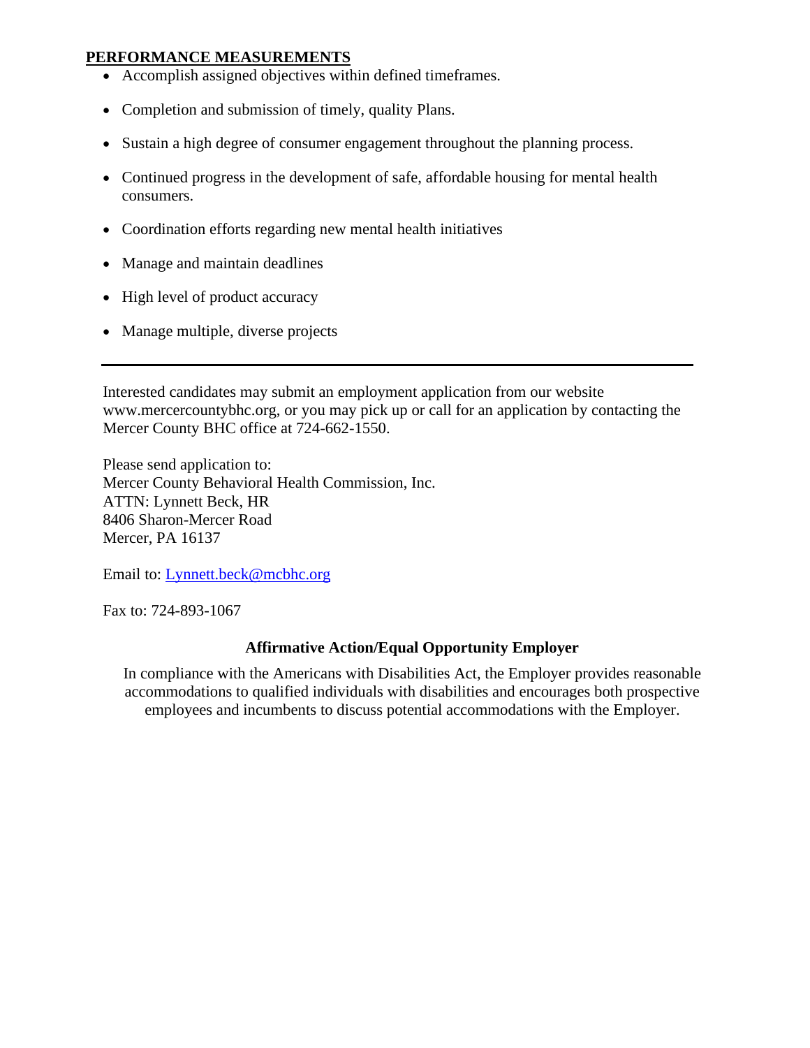**PERFORMANCE MEASUREMENTS**

- Accomplish assigned objectives within defined timeframes.
- Completion and submission of timely, quality Plans.
- Sustain a high degree of consumer engagement throughout the planning process.
- Continued progress in the development of safe, affordable housing for mental health consumers.
- Coordination efforts regarding new mental health initiatives
- Manage and maintain deadlines
- High level of product accuracy
- Manage multiple, diverse projects

---

Interested candidates may submit an employment application from our website www.mercercountybhc.org, or you may pick up or call for an application by contacting the Mercer County BHC office at 724-662-1550.

Please send application to:
Mercer County Behavioral Health Commission, Inc.
ATTN: Lynnett Beck, HR
8406 Sharon-Mercer Road
Mercer, PA 16137

Email to: Lynnett.beck@mcbhc.org

Fax to: 724-893-1067

**Affirmative Action/Equal Opportunity Employer**

In compliance with the Americans with Disabilities Act, the Employer provides reasonable accommodations to qualified individuals with disabilities and encourages both prospective employees and incumbents to discuss potential accommodations with the Employer.